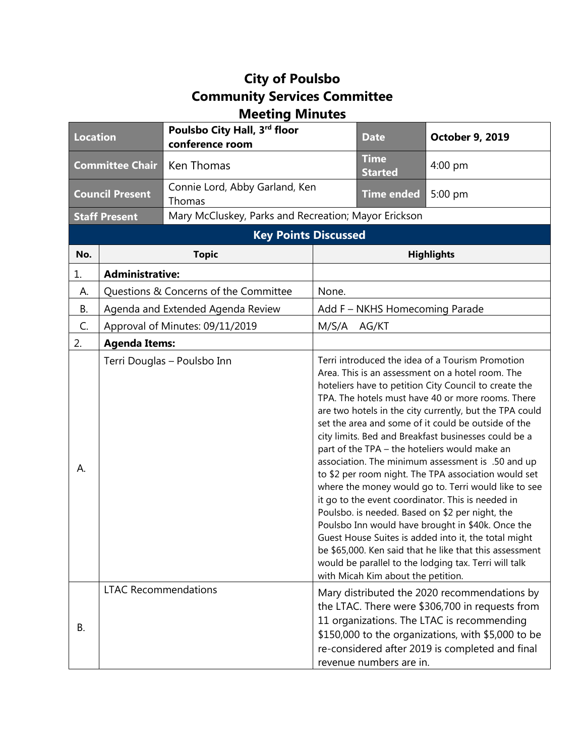# City of Poulsbo
# Community Services Committee
# Meeting Minutes

| Location | Poulsbo City Hall, 3rd floor conference room | Date | October 9, 2019 |
|---|---|---|---|
| Committee Chair | Ken Thomas | Time Started | 4:00 pm |
| Council Present | Connie Lord, Abby Garland, Ken Thomas | Time ended | 5:00 pm |
| Staff Present | Mary McCluskey, Parks and Recreation; Mayor Erickson | | |

## Key Points Discussed

| No. | Topic | Highlights |
|---|---|---|
| 1. | **Administrative:** | |
| A. | Questions & Concerns of the Committee | None. |
| B. | Agenda and Extended Agenda Review | Add F – NKHS Homecoming Parade |
| C. | Approval of Minutes: 09/11/2019 | M/S/A AG/KT |
| 2. | **Agenda Items:** | |
| A. | Terri Douglas – Poulsbo Inn | Terri introduced the idea of a Tourism Promotion Area. This is an assessment on a hotel room. The hoteliers have to petition City Council to create the TPA. The hotels must have 40 or more rooms. There are two hotels in the city currently, but the TPA could set the area and some of it could be outside of the city limits. Bed and Breakfast businesses could be a part of the TPA – the hoteliers would make an association. The minimum assessment is .50 and up to $2 per room night. The TPA association would set where the money would go to. Terri would like to see it go to the event coordinator. This is needed in Poulsbo. is needed. Based on $2 per night, the Poulsbo Inn would have brought in $40k. Once the Guest House Suites is added into it, the total might be $65,000. Ken said that he like that this assessment would be parallel to the lodging tax. Terri will talk with Micah Kim about the petition. |
| B. | LTAC Recommendations | Mary distributed the 2020 recommendations by the LTAC. There were $306,700 in requests from 11 organizations. The LTAC is recommending $150,000 to the organizations, with $5,000 to be re-considered after 2019 is completed and final revenue numbers are in. |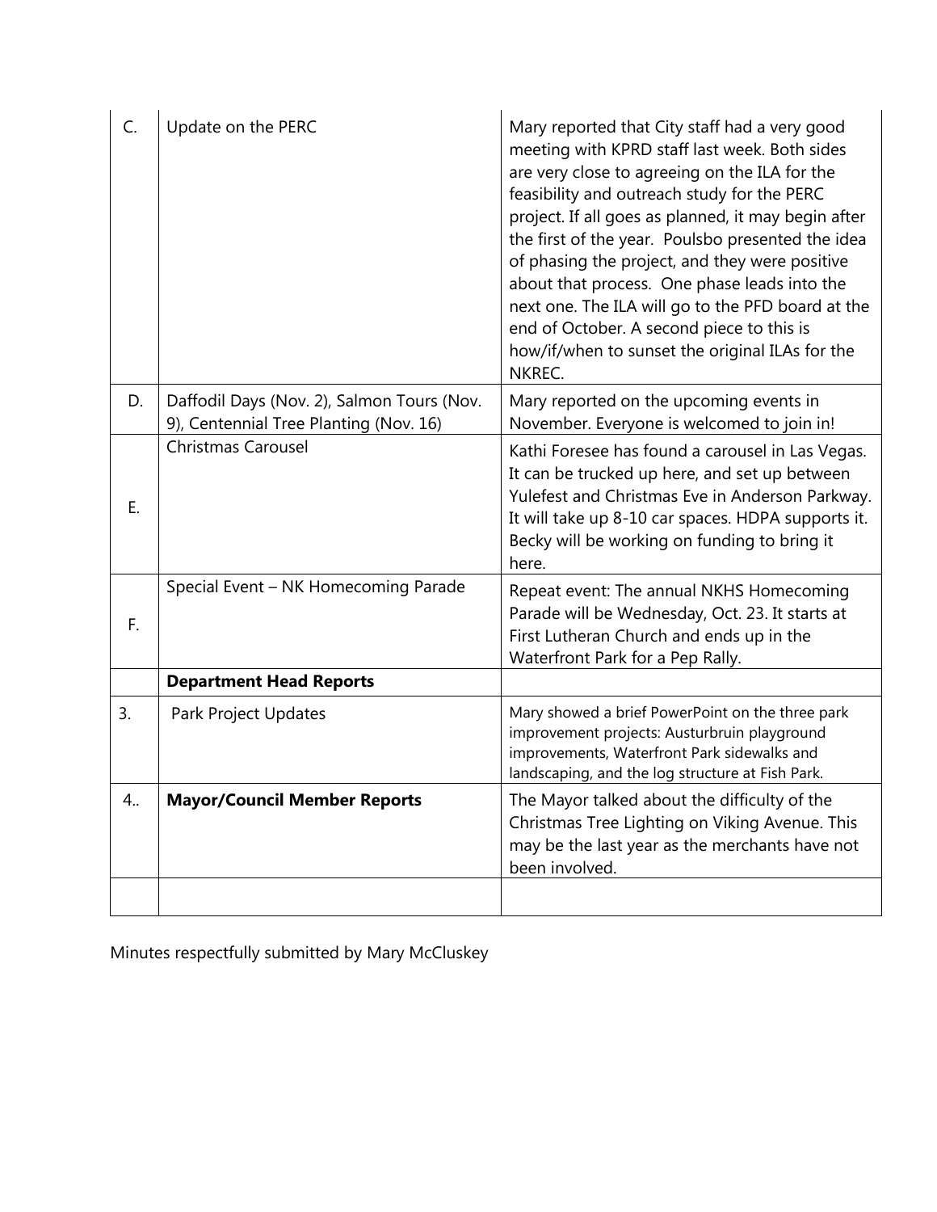| | | |
|---|---|---|
| C. | Update on the PERC | Mary reported that City staff had a very good meeting with KPRD staff last week. Both sides are very close to agreeing on the ILA for the feasibility and outreach study for the PERC project. If all goes as planned, it may begin after the first of the year. Poulsbo presented the idea of phasing the project, and they were positive about that process. One phase leads into the next one. The ILA will go to the PFD board at the end of October. A second piece to this is how/if/when to sunset the original ILAs for the NKREC. |
| D. | Daffodil Days (Nov. 2), Salmon Tours (Nov. 9), Centennial Tree Planting (Nov. 16) | Mary reported on the upcoming events in November. Everyone is welcomed to join in! |
| E. | Christmas Carousel | Kathi Foresee has found a carousel in Las Vegas. It can be trucked up here, and set up between Yulefest and Christmas Eve in Anderson Parkway. It will take up 8-10 car spaces. HDPA supports it. Becky will be working on funding to bring it here. |
| F. | Special Event – NK Homecoming Parade | Repeat event: The annual NKHS Homecoming Parade will be Wednesday, Oct. 23. It starts at First Lutheran Church and ends up in the Waterfront Park for a Pep Rally. |
| | **Department Head Reports** | |
| 3. | Park Project Updates | Mary showed a brief PowerPoint on the three park improvement projects: Austurbruin playground improvements, Waterfront Park sidewalks and landscaping, and the log structure at Fish Park. |
| 4.. | **Mayor/Council Member Reports** | The Mayor talked about the difficulty of the Christmas Tree Lighting on Viking Avenue. This may be the last year as the merchants have not been involved. |
| | | |

Minutes respectfully submitted by Mary McCluskey